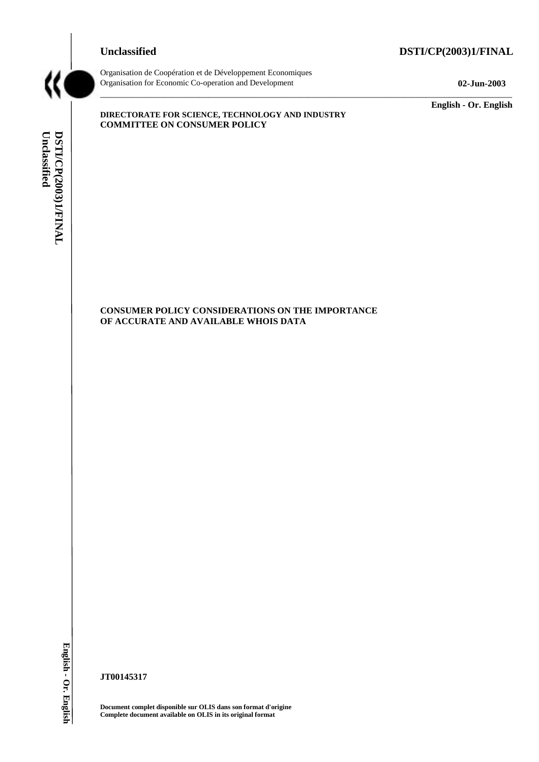**Unclassified** **DSTI/CP(2003)1/FINAL**

Organisation de Coopération et de Développement Economiques
Organisation for Economic Co-operation and Development **02-Jun-2003**

**English - Or. English**

**DIRECTORATE FOR SCIENCE, TECHNOLOGY AND INDUSTRY**
**COMMITTEE ON CONSUMER POLICY**

# CONSUMER POLICY CONSIDERATIONS ON THE IMPORTANCE OF ACCURATE AND AVAILABLE WHOIS DATA

**JT00145317**

**Document complet disponible sur OLIS dans son format d'origine**
**Complete document available on OLIS in its original format**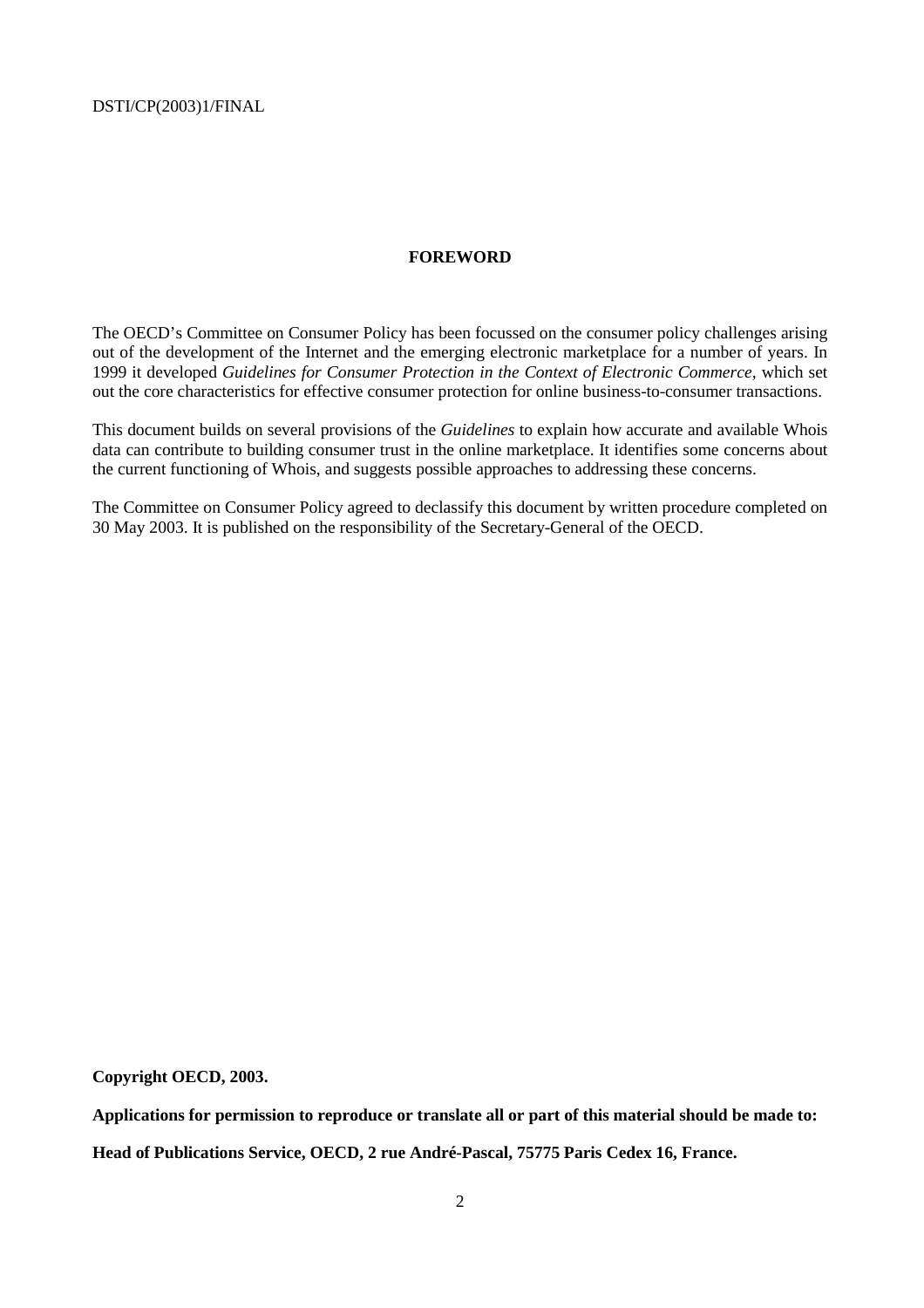## FOREWORD

The OECD's Committee on Consumer Policy has been focussed on the consumer policy challenges arising out of the development of the Internet and the emerging electronic marketplace for a number of years. In 1999 it developed *Guidelines for Consumer Protection in the Context of Electronic Commerce*, which set out the core characteristics for effective consumer protection for online business-to-consumer transactions.

This document builds on several provisions of the *Guidelines* to explain how accurate and available Whois data can contribute to building consumer trust in the online marketplace. It identifies some concerns about the current functioning of Whois, and suggests possible approaches to addressing these concerns.

The Committee on Consumer Policy agreed to declassify this document by written procedure completed on 30 May 2003. It is published on the responsibility of the Secretary-General of the OECD.

**Copyright OECD, 2003.**

**Applications for permission to reproduce or translate all or part of this material should be made to:**

**Head of Publications Service, OECD, 2 rue André-Pascal, 75775 Paris Cedex 16, France.**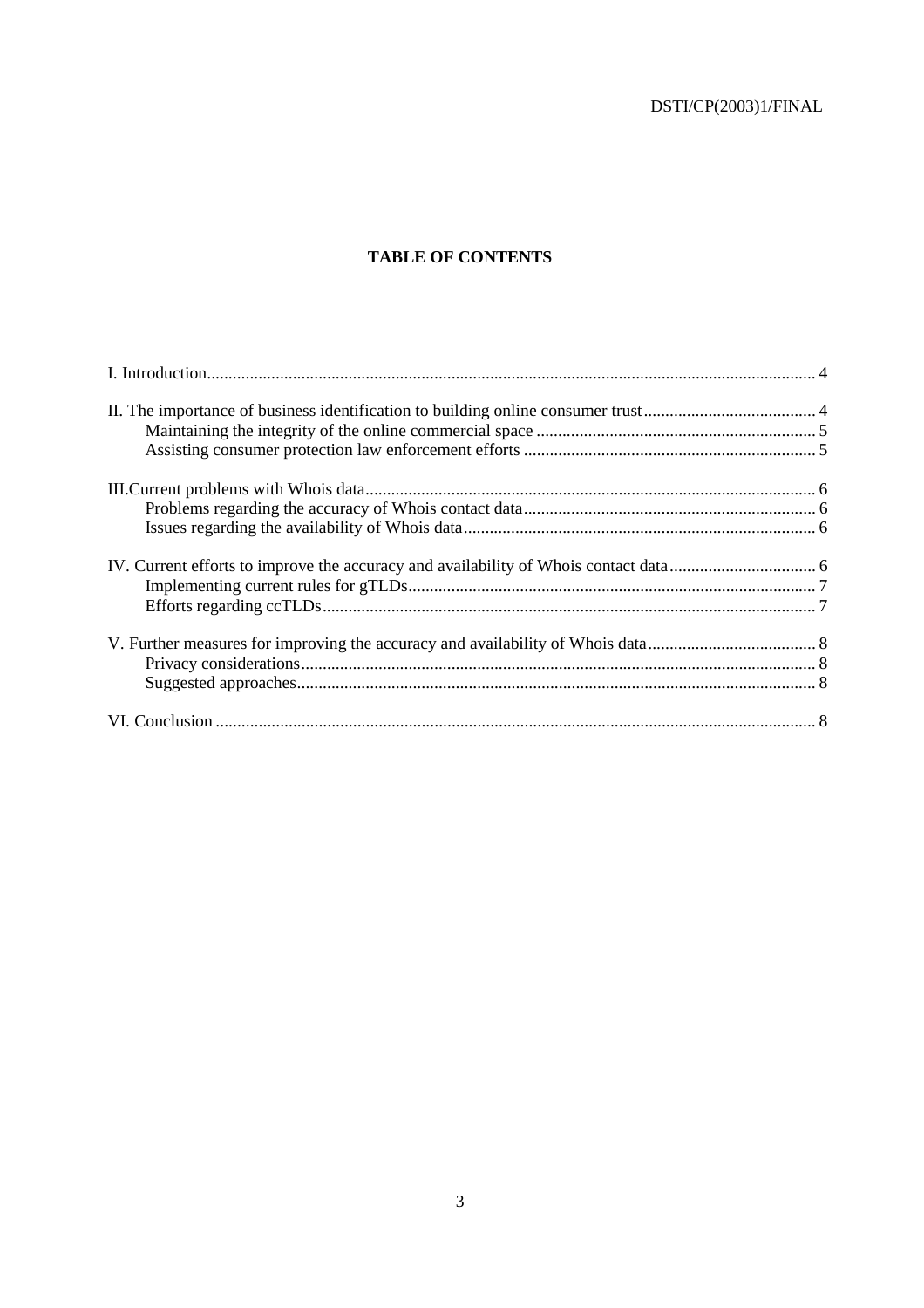**TABLE OF CONTENTS**

I. Introduction ........................................................................ 4

II. The importance of business identification to building online consumer trust ........................................ 4

- Maintaining the integrity of the online commercial space ........................................ 5
- Assisting consumer protection law enforcement efforts ........................................ 5

III.Current problems with Whois data ........................................ 6

- Problems regarding the accuracy of Whois contact data ........................................ 6
- Issues regarding the availability of Whois data ........................................ 6

IV. Current efforts to improve the accuracy and availability of Whois contact data ........................................ 6

- Implementing current rules for gTLDs ........................................ 7
- Efforts regarding ccTLDs ........................................ 7

V. Further measures for improving the accuracy and availability of Whois data ........................................ 8

- Privacy considerations ........................................ 8
- Suggested approaches ........................................ 8

VI. Conclusion ........................................ 8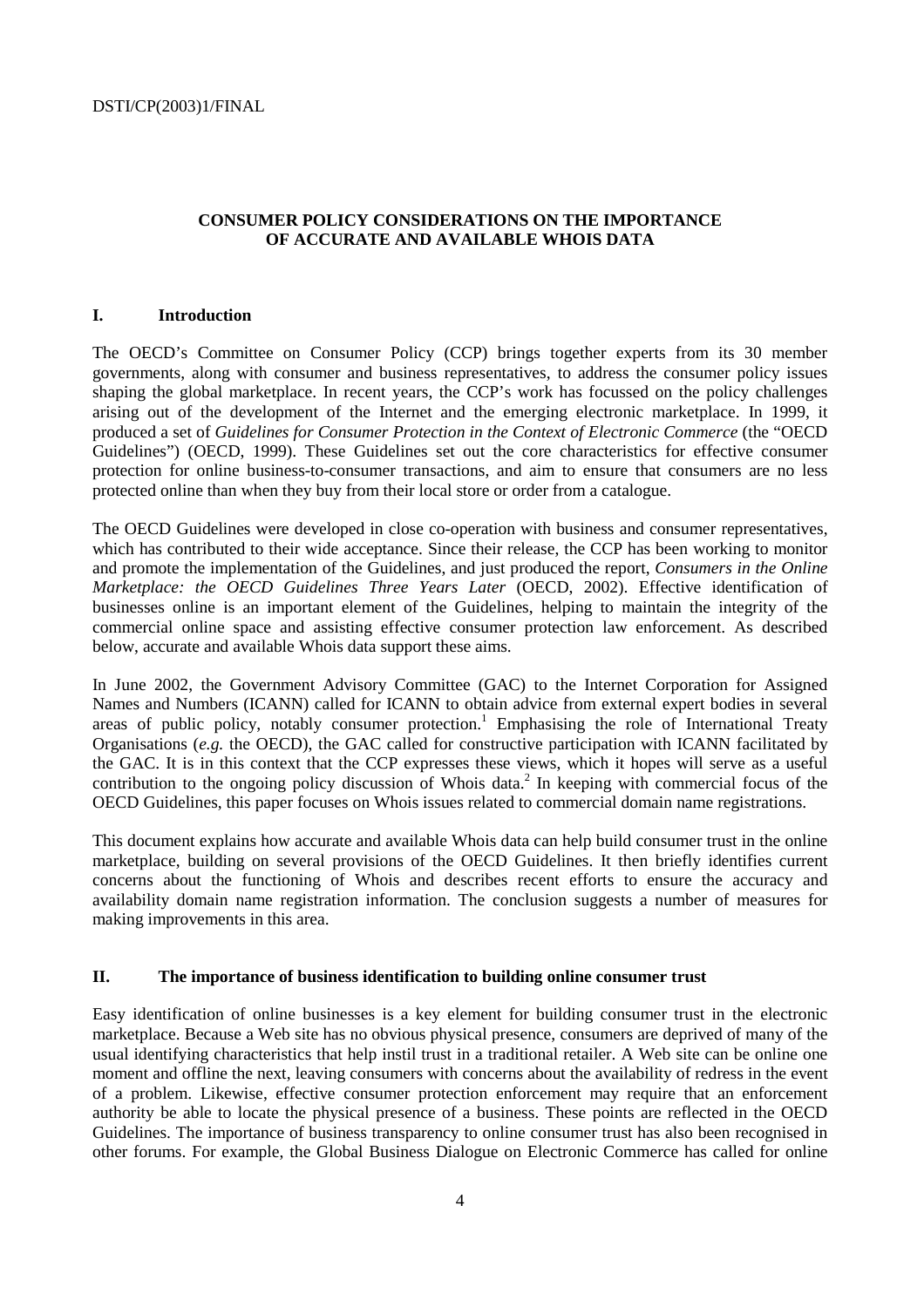# CONSUMER POLICY CONSIDERATIONS ON THE IMPORTANCE OF ACCURATE AND AVAILABLE WHOIS DATA

## I. Introduction

The OECD's Committee on Consumer Policy (CCP) brings together experts from its 30 member governments, along with consumer and business representatives, to address the consumer policy issues shaping the global marketplace. In recent years, the CCP's work has focussed on the policy challenges arising out of the development of the Internet and the emerging electronic marketplace. In 1999, it produced a set of *Guidelines for Consumer Protection in the Context of Electronic Commerce* (the "OECD Guidelines") (OECD, 1999). These Guidelines set out the core characteristics for effective consumer protection for online business-to-consumer transactions, and aim to ensure that consumers are no less protected online than when they buy from their local store or order from a catalogue.

The OECD Guidelines were developed in close co-operation with business and consumer representatives, which has contributed to their wide acceptance. Since their release, the CCP has been working to monitor and promote the implementation of the Guidelines, and just produced the report, *Consumers in the Online Marketplace: the OECD Guidelines Three Years Later* (OECD, 2002). Effective identification of businesses online is an important element of the Guidelines, helping to maintain the integrity of the commercial online space and assisting effective consumer protection law enforcement. As described below, accurate and available Whois data support these aims.

In June 2002, the Government Advisory Committee (GAC) to the Internet Corporation for Assigned Names and Numbers (ICANN) called for ICANN to obtain advice from external expert bodies in several areas of public policy, notably consumer protection.[1] Emphasising the role of International Treaty Organisations (*e.g.* the OECD), the GAC called for constructive participation with ICANN facilitated by the GAC. It is in this context that the CCP expresses these views, which it hopes will serve as a useful contribution to the ongoing policy discussion of Whois data.[2] In keeping with commercial focus of the OECD Guidelines, this paper focuses on Whois issues related to commercial domain name registrations.

This document explains how accurate and available Whois data can help build consumer trust in the online marketplace, building on several provisions of the OECD Guidelines. It then briefly identifies current concerns about the functioning of Whois and describes recent efforts to ensure the accuracy and availability domain name registration information. The conclusion suggests a number of measures for making improvements in this area.

## II. The importance of business identification to building online consumer trust

Easy identification of online businesses is a key element for building consumer trust in the electronic marketplace. Because a Web site has no obvious physical presence, consumers are deprived of many of the usual identifying characteristics that help instil trust in a traditional retailer. A Web site can be online one moment and offline the next, leaving consumers with concerns about the availability of redress in the event of a problem. Likewise, effective consumer protection enforcement may require that an enforcement authority be able to locate the physical presence of a business. These points are reflected in the OECD Guidelines. The importance of business transparency to online consumer trust has also been recognised in other forums. For example, the Global Business Dialogue on Electronic Commerce has called for online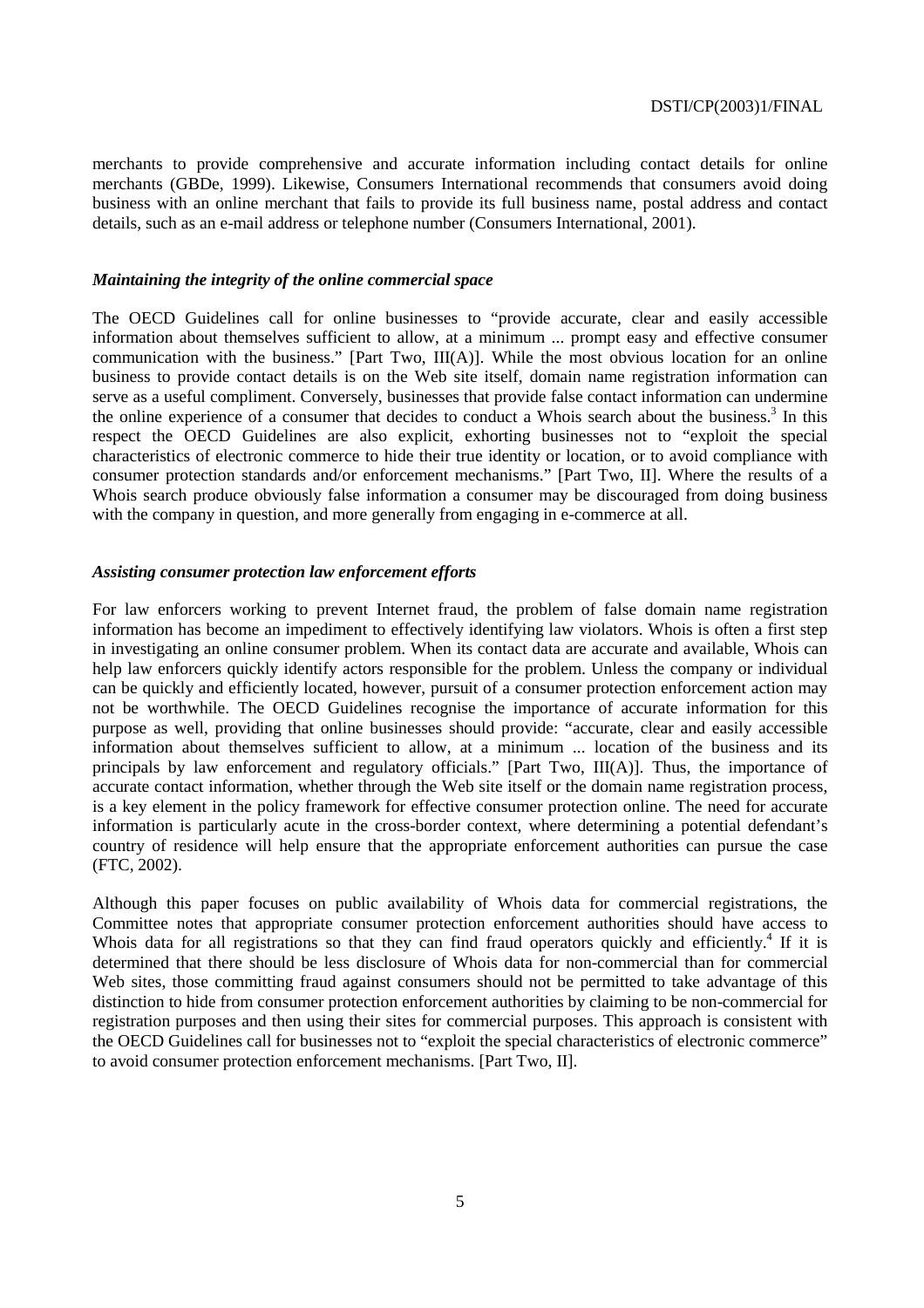merchants to provide comprehensive and accurate information including contact details for online merchants (GBDe, 1999). Likewise, Consumers International recommends that consumers avoid doing business with an online merchant that fails to provide its full business name, postal address and contact details, such as an e-mail address or telephone number (Consumers International, 2001).

### *Maintaining the integrity of the online commercial space*

The OECD Guidelines call for online businesses to "provide accurate, clear and easily accessible information about themselves sufficient to allow, at a minimum ... prompt easy and effective consumer communication with the business." [Part Two, III(A)]. While the most obvious location for an online business to provide contact details is on the Web site itself, domain name registration information can serve as a useful compliment. Conversely, businesses that provide false contact information can undermine the online experience of a consumer that decides to conduct a Whois search about the business.[3] In this respect the OECD Guidelines are also explicit, exhorting businesses not to "exploit the special characteristics of electronic commerce to hide their true identity or location, or to avoid compliance with consumer protection standards and/or enforcement mechanisms." [Part Two, II]. Where the results of a Whois search produce obviously false information a consumer may be discouraged from doing business with the company in question, and more generally from engaging in e-commerce at all.

### *Assisting consumer protection law enforcement efforts*

For law enforcers working to prevent Internet fraud, the problem of false domain name registration information has become an impediment to effectively identifying law violators. Whois is often a first step in investigating an online consumer problem. When its contact data are accurate and available, Whois can help law enforcers quickly identify actors responsible for the problem. Unless the company or individual can be quickly and efficiently located, however, pursuit of a consumer protection enforcement action may not be worthwhile. The OECD Guidelines recognise the importance of accurate information for this purpose as well, providing that online businesses should provide: "accurate, clear and easily accessible information about themselves sufficient to allow, at a minimum ... location of the business and its principals by law enforcement and regulatory officials." [Part Two, III(A)]. Thus, the importance of accurate contact information, whether through the Web site itself or the domain name registration process, is a key element in the policy framework for effective consumer protection online. The need for accurate information is particularly acute in the cross-border context, where determining a potential defendant's country of residence will help ensure that the appropriate enforcement authorities can pursue the case (FTC, 2002).

Although this paper focuses on public availability of Whois data for commercial registrations, the Committee notes that appropriate consumer protection enforcement authorities should have access to Whois data for all registrations so that they can find fraud operators quickly and efficiently.[4] If it is determined that there should be less disclosure of Whois data for non-commercial than for commercial Web sites, those committing fraud against consumers should not be permitted to take advantage of this distinction to hide from consumer protection enforcement authorities by claiming to be non-commercial for registration purposes and then using their sites for commercial purposes. This approach is consistent with the OECD Guidelines call for businesses not to "exploit the special characteristics of electronic commerce" to avoid consumer protection enforcement mechanisms. [Part Two, II].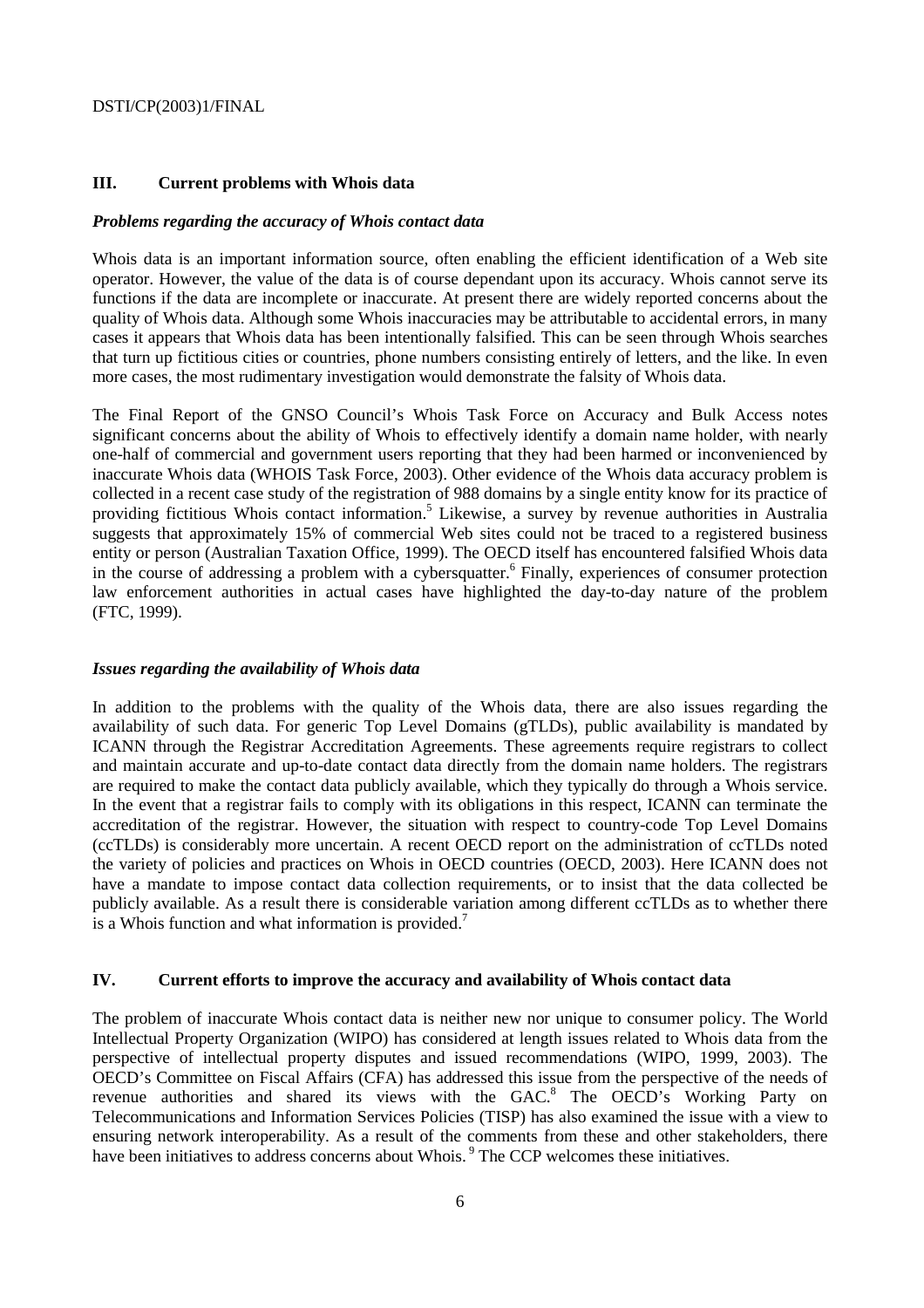## III. Current problems with Whois data

### *Problems regarding the accuracy of Whois contact data*

Whois data is an important information source, often enabling the efficient identification of a Web site operator. However, the value of the data is of course dependant upon its accuracy. Whois cannot serve its functions if the data are incomplete or inaccurate. At present there are widely reported concerns about the quality of Whois data. Although some Whois inaccuracies may be attributable to accidental errors, in many cases it appears that Whois data has been intentionally falsified. This can be seen through Whois searches that turn up fictitious cities or countries, phone numbers consisting entirely of letters, and the like. In even more cases, the most rudimentary investigation would demonstrate the falsity of Whois data.

The Final Report of the GNSO Council's Whois Task Force on Accuracy and Bulk Access notes significant concerns about the ability of Whois to effectively identify a domain name holder, with nearly one-half of commercial and government users reporting that they had been harmed or inconvenienced by inaccurate Whois data (WHOIS Task Force, 2003). Other evidence of the Whois data accuracy problem is collected in a recent case study of the registration of 988 domains by a single entity know for its practice of providing fictitious Whois contact information.[5] Likewise, a survey by revenue authorities in Australia suggests that approximately 15% of commercial Web sites could not be traced to a registered business entity or person (Australian Taxation Office, 1999). The OECD itself has encountered falsified Whois data in the course of addressing a problem with a cybersquatter.[6] Finally, experiences of consumer protection law enforcement authorities in actual cases have highlighted the day-to-day nature of the problem (FTC, 1999).

### *Issues regarding the availability of Whois data*

In addition to the problems with the quality of the Whois data, there are also issues regarding the availability of such data. For generic Top Level Domains (gTLDs), public availability is mandated by ICANN through the Registrar Accreditation Agreements. These agreements require registrars to collect and maintain accurate and up-to-date contact data directly from the domain name holders. The registrars are required to make the contact data publicly available, which they typically do through a Whois service. In the event that a registrar fails to comply with its obligations in this respect, ICANN can terminate the accreditation of the registrar. However, the situation with respect to country-code Top Level Domains (ccTLDs) is considerably more uncertain. A recent OECD report on the administration of ccTLDs noted the variety of policies and practices on Whois in OECD countries (OECD, 2003). Here ICANN does not have a mandate to impose contact data collection requirements, or to insist that the data collected be publicly available. As a result there is considerable variation among different ccTLDs as to whether there is a Whois function and what information is provided.[7]

## IV. Current efforts to improve the accuracy and availability of Whois contact data

The problem of inaccurate Whois contact data is neither new nor unique to consumer policy. The World Intellectual Property Organization (WIPO) has considered at length issues related to Whois data from the perspective of intellectual property disputes and issued recommendations (WIPO, 1999, 2003). The OECD's Committee on Fiscal Affairs (CFA) has addressed this issue from the perspective of the needs of revenue authorities and shared its views with the GAC.[8] The OECD's Working Party on Telecommunications and Information Services Policies (TISP) has also examined the issue with a view to ensuring network interoperability. As a result of the comments from these and other stakeholders, there have been initiatives to address concerns about Whois.[9] The CCP welcomes these initiatives.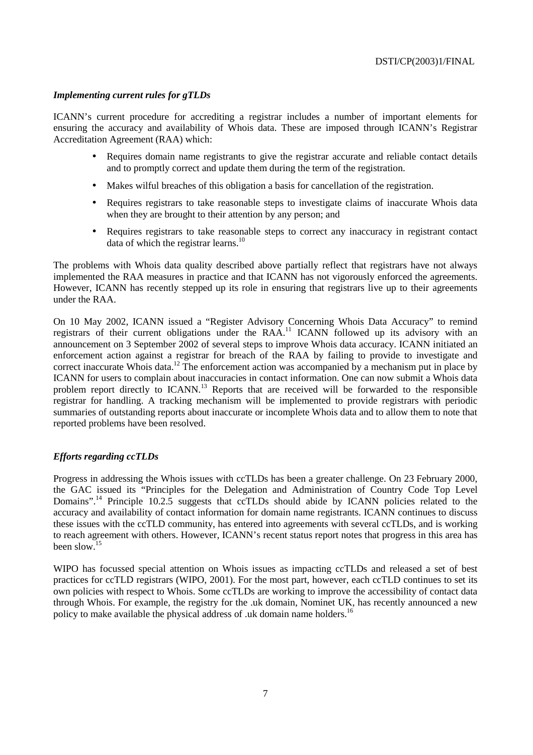### *Implementing current rules for gTLDs*

ICANN's current procedure for accrediting a registrar includes a number of important elements for ensuring the accuracy and availability of Whois data. These are imposed through ICANN's Registrar Accreditation Agreement (RAA) which:

- Requires domain name registrants to give the registrar accurate and reliable contact details and to promptly correct and update them during the term of the registration.
- Makes wilful breaches of this obligation a basis for cancellation of the registration.
- Requires registrars to take reasonable steps to investigate claims of inaccurate Whois data when they are brought to their attention by any person; and
- Requires registrars to take reasonable steps to correct any inaccuracy in registrant contact data of which the registrar learns.[10]

The problems with Whois data quality described above partially reflect that registrars have not always implemented the RAA measures in practice and that ICANN has not vigorously enforced the agreements. However, ICANN has recently stepped up its role in ensuring that registrars live up to their agreements under the RAA.

On 10 May 2002, ICANN issued a "Register Advisory Concerning Whois Data Accuracy" to remind registrars of their current obligations under the RAA.[11] ICANN followed up its advisory with an announcement on 3 September 2002 of several steps to improve Whois data accuracy. ICANN initiated an enforcement action against a registrar for breach of the RAA by failing to provide to investigate and correct inaccurate Whois data.[12] The enforcement action was accompanied by a mechanism put in place by ICANN for users to complain about inaccuracies in contact information. One can now submit a Whois data problem report directly to ICANN.[13] Reports that are received will be forwarded to the responsible registrar for handling. A tracking mechanism will be implemented to provide registrars with periodic summaries of outstanding reports about inaccurate or incomplete Whois data and to allow them to note that reported problems have been resolved.

### *Efforts regarding ccTLDs*

Progress in addressing the Whois issues with ccTLDs has been a greater challenge. On 23 February 2000, the GAC issued its "Principles for the Delegation and Administration of Country Code Top Level Domains".[14] Principle 10.2.5 suggests that ccTLDs should abide by ICANN policies related to the accuracy and availability of contact information for domain name registrants. ICANN continues to discuss these issues with the ccTLD community, has entered into agreements with several ccTLDs, and is working to reach agreement with others. However, ICANN's recent status report notes that progress in this area has been slow.[15]

WIPO has focussed special attention on Whois issues as impacting ccTLDs and released a set of best practices for ccTLD registrars (WIPO, 2001). For the most part, however, each ccTLD continues to set its own policies with respect to Whois. Some ccTLDs are working to improve the accessibility of contact data through Whois. For example, the registry for the .uk domain, Nominet UK, has recently announced a new policy to make available the physical address of .uk domain name holders.[16]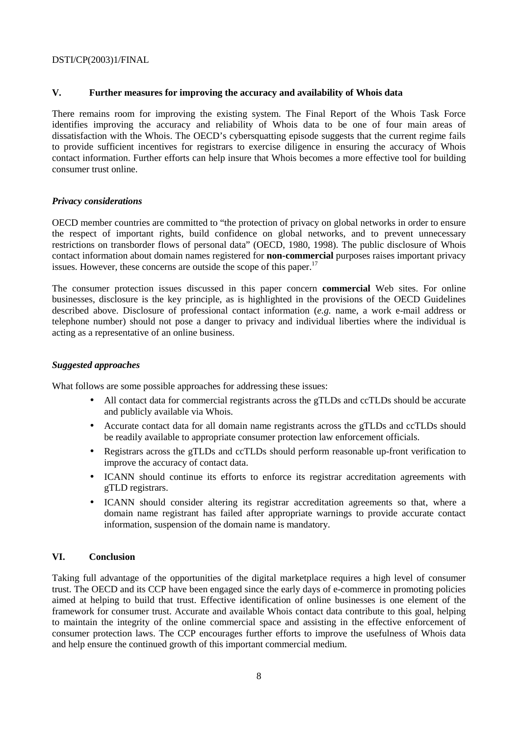## V. Further measures for improving the accuracy and availability of Whois data

There remains room for improving the existing system. The Final Report of the Whois Task Force identifies improving the accuracy and reliability of Whois data to be one of four main areas of dissatisfaction with the Whois. The OECD's cybersquatting episode suggests that the current regime fails to provide sufficient incentives for registrars to exercise diligence in ensuring the accuracy of Whois contact information. Further efforts can help insure that Whois becomes a more effective tool for building consumer trust online.

### *Privacy considerations*

OECD member countries are committed to "the protection of privacy on global networks in order to ensure the respect of important rights, build confidence on global networks, and to prevent unnecessary restrictions on transborder flows of personal data" (OECD, 1980, 1998). The public disclosure of Whois contact information about domain names registered for **non-commercial** purposes raises important privacy issues. However, these concerns are outside the scope of this paper.[17]

The consumer protection issues discussed in this paper concern **commercial** Web sites. For online businesses, disclosure is the key principle, as is highlighted in the provisions of the OECD Guidelines described above. Disclosure of professional contact information (*e.g.* name, a work e-mail address or telephone number) should not pose a danger to privacy and individual liberties where the individual is acting as a representative of an online business.

### *Suggested approaches*

What follows are some possible approaches for addressing these issues:

- All contact data for commercial registrants across the gTLDs and ccTLDs should be accurate and publicly available via Whois.
- Accurate contact data for all domain name registrants across the gTLDs and ccTLDs should be readily available to appropriate consumer protection law enforcement officials.
- Registrars across the gTLDs and ccTLDs should perform reasonable up-front verification to improve the accuracy of contact data.
- ICANN should continue its efforts to enforce its registrar accreditation agreements with gTLD registrars.
- ICANN should consider altering its registrar accreditation agreements so that, where a domain name registrant has failed after appropriate warnings to provide accurate contact information, suspension of the domain name is mandatory.

## VI. Conclusion

Taking full advantage of the opportunities of the digital marketplace requires a high level of consumer trust. The OECD and its CCP have been engaged since the early days of e-commerce in promoting policies aimed at helping to build that trust. Effective identification of online businesses is one element of the framework for consumer trust. Accurate and available Whois contact data contribute to this goal, helping to maintain the integrity of the online commercial space and assisting in the effective enforcement of consumer protection laws. The CCP encourages further efforts to improve the usefulness of Whois data and help ensure the continued growth of this important commercial medium.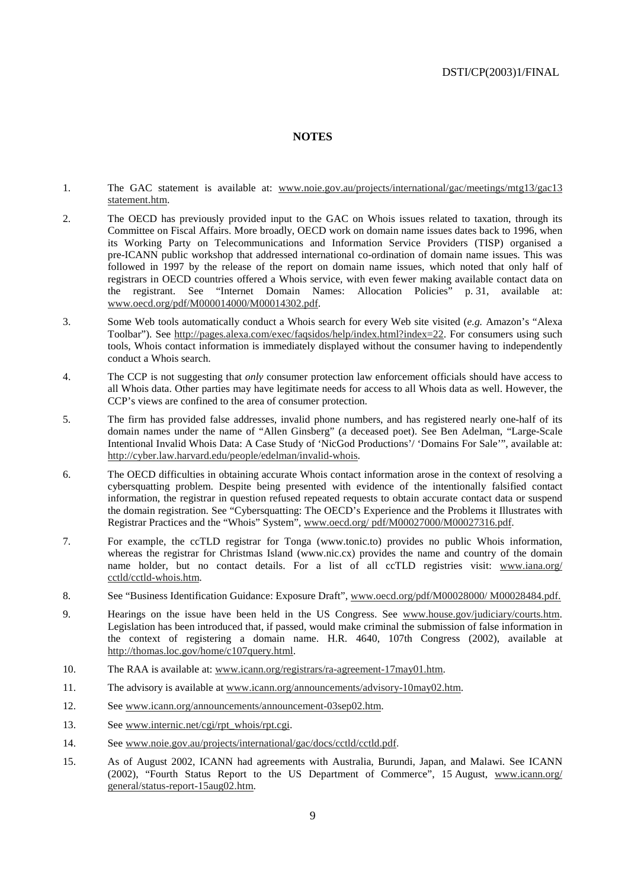## NOTES

1. The GAC statement is available at: www.noie.gov.au/projects/international/gac/meetings/mtg13/gac13statement.htm.

2. The OECD has previously provided input to the GAC on Whois issues related to taxation, through its Committee on Fiscal Affairs. More broadly, OECD work on domain name issues dates back to 1996, when its Working Party on Telecommunications and Information Service Providers (TISP) organised a pre-ICANN public workshop that addressed international co-ordination of domain name issues. This was followed in 1997 by the release of the report on domain name issues, which noted that only half of registrars in OECD countries offered a Whois service, with even fewer making available contact data on the registrant. See "Internet Domain Names: Allocation Policies" p. 31, available at: www.oecd.org/pdf/M000014000/M00014302.pdf.

3. Some Web tools automatically conduct a Whois search for every Web site visited (*e.g.* Amazon's "Alexa Toolbar"). See http://pages.alexa.com/exec/faqsidos/help/index.html?index=22. For consumers using such tools, Whois contact information is immediately displayed without the consumer having to independently conduct a Whois search.

4. The CCP is not suggesting that *only* consumer protection law enforcement officials should have access to all Whois data. Other parties may have legitimate needs for access to all Whois data as well. However, the CCP's views are confined to the area of consumer protection.

5. The firm has provided false addresses, invalid phone numbers, and has registered nearly one-half of its domain names under the name of "Allen Ginsberg" (a deceased poet). See Ben Adelman, "Large-Scale Intentional Invalid Whois Data: A Case Study of 'NicGod Productions'/ 'Domains For Sale'", available at: http://cyber.law.harvard.edu/people/edelman/invalid-whois.

6. The OECD difficulties in obtaining accurate Whois contact information arose in the context of resolving a cybersquatting problem. Despite being presented with evidence of the intentionally falsified contact information, the registrar in question refused repeated requests to obtain accurate contact data or suspend the domain registration. See "Cybersquatting: The OECD's Experience and the Problems it Illustrates with Registrar Practices and the "Whois" System", www.oecd.org/ pdf/M00027000/M00027316.pdf.

7. For example, the ccTLD registrar for Tonga (www.tonic.to) provides no public Whois information, whereas the registrar for Christmas Island (www.nic.cx) provides the name and country of the domain name holder, but no contact details. For a list of all ccTLD registries visit: www.iana.org/cctld/cctld-whois.htm.

8. See "Business Identification Guidance: Exposure Draft", www.oecd.org/pdf/M00028000/ M00028484.pdf.

9. Hearings on the issue have been held in the US Congress. See www.house.gov/judiciary/courts.htm. Legislation has been introduced that, if passed, would make criminal the submission of false information in the context of registering a domain name. H.R. 4640, 107th Congress (2002), available at http://thomas.loc.gov/home/c107query.html.

10. The RAA is available at: www.icann.org/registrars/ra-agreement-17may01.htm.

11. The advisory is available at www.icann.org/announcements/advisory-10may02.htm.

12. See www.icann.org/announcements/announcement-03sep02.htm.

13. See www.internic.net/cgi/rpt_whois/rpt.cgi.

14. See www.noie.gov.au/projects/international/gac/docs/cctld/cctld.pdf.

15. As of August 2002, ICANN had agreements with Australia, Burundi, Japan, and Malawi. See ICANN (2002), "Fourth Status Report to the US Department of Commerce", 15 August, www.icann.org/general/status-report-15aug02.htm.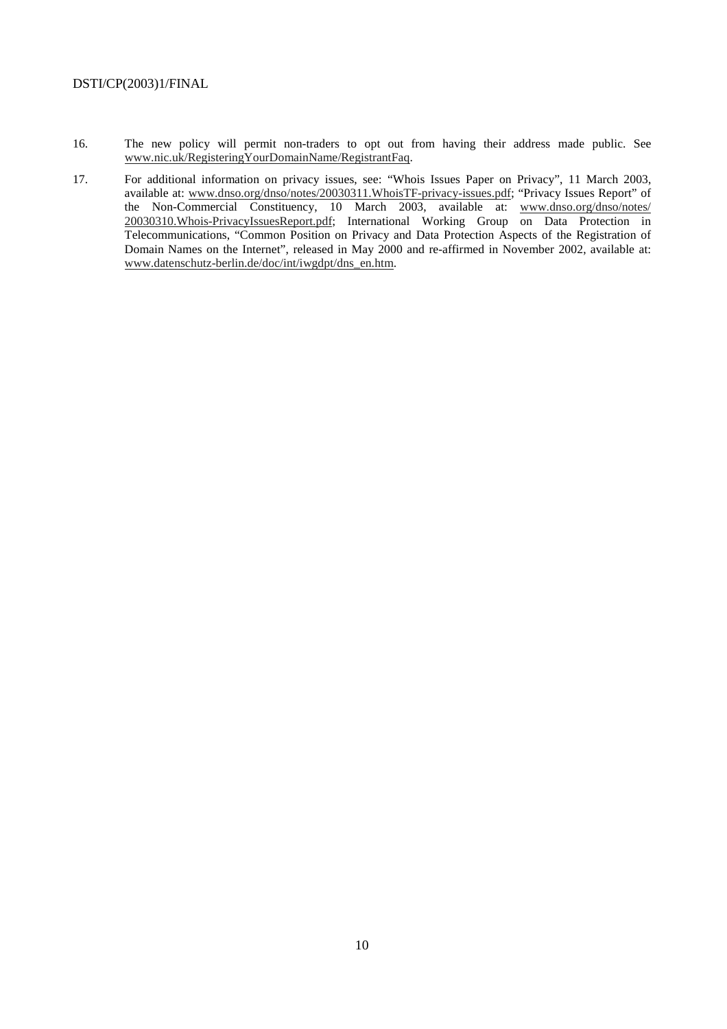16. The new policy will permit non-traders to opt out from having their address made public. See www.nic.uk/RegisteringYourDomainName/RegistrantFaq.

17. For additional information on privacy issues, see: "Whois Issues Paper on Privacy", 11 March 2003, available at: www.dnso.org/dnso/notes/20030311.WhoisTF-privacy-issues.pdf; "Privacy Issues Report" of the Non-Commercial Constituency, 10 March 2003, available at: www.dnso.org/dnso/notes/20030310.Whois-PrivacyIssuesReport.pdf; International Working Group on Data Protection in Telecommunications, "Common Position on Privacy and Data Protection Aspects of the Registration of Domain Names on the Internet", released in May 2000 and re-affirmed in November 2002, available at: www.datenschutz-berlin.de/doc/int/iwgdpt/dns_en.htm.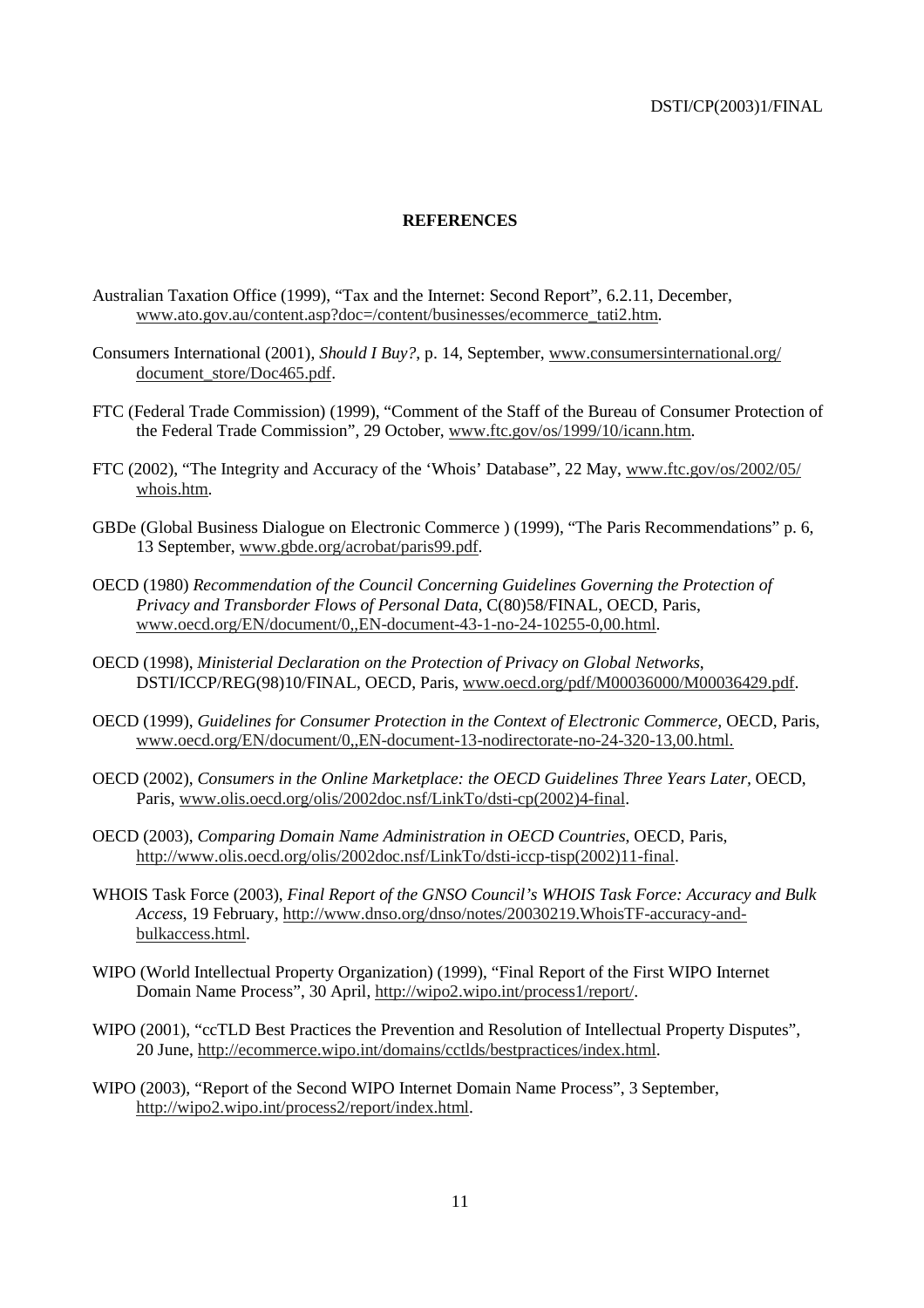## REFERENCES

Australian Taxation Office (1999), "Tax and the Internet: Second Report", 6.2.11, December, www.ato.gov.au/content.asp?doc=/content/businesses/ecommerce_tati2.htm.

Consumers International (2001), *Should I Buy?*, p. 14, September, www.consumersinternational.org/document_store/Doc465.pdf.

FTC (Federal Trade Commission) (1999), "Comment of the Staff of the Bureau of Consumer Protection of the Federal Trade Commission", 29 October, www.ftc.gov/os/1999/10/icann.htm.

FTC (2002), "The Integrity and Accuracy of the 'Whois' Database", 22 May, www.ftc.gov/os/2002/05/whois.htm.

GBDe (Global Business Dialogue on Electronic Commerce ) (1999), "The Paris Recommendations" p. 6, 13 September, www.gbde.org/acrobat/paris99.pdf.

OECD (1980) *Recommendation of the Council Concerning Guidelines Governing the Protection of Privacy and Transborder Flows of Personal Data*, C(80)58/FINAL, OECD, Paris, www.oecd.org/EN/document/0,,EN-document-43-1-no-24-10255-0,00.html.

OECD (1998), *Ministerial Declaration on the Protection of Privacy on Global Networks*, DSTI/ICCP/REG(98)10/FINAL, OECD, Paris, www.oecd.org/pdf/M00036000/M00036429.pdf.

OECD (1999), *Guidelines for Consumer Protection in the Context of Electronic Commerce*, OECD, Paris, www.oecd.org/EN/document/0,,EN-document-13-nodirectorate-no-24-320-13,00.html.

OECD (2002), *Consumers in the Online Marketplace: the OECD Guidelines Three Years Later*, OECD, Paris, www.olis.oecd.org/olis/2002doc.nsf/LinkTo/dsti-cp(2002)4-final.

OECD (2003), *Comparing Domain Name Administration in OECD Countries*, OECD, Paris, http://www.olis.oecd.org/olis/2002doc.nsf/LinkTo/dsti-iccp-tisp(2002)11-final.

WHOIS Task Force (2003), *Final Report of the GNSO Council's WHOIS Task Force: Accuracy and Bulk Access*, 19 February, http://www.dnso.org/dnso/notes/20030219.WhoisTF-accuracy-and-bulkaccess.html.

WIPO (World Intellectual Property Organization) (1999), "Final Report of the First WIPO Internet Domain Name Process", 30 April, http://wipo2.wipo.int/process1/report/.

WIPO (2001), "ccTLD Best Practices the Prevention and Resolution of Intellectual Property Disputes", 20 June, http://ecommerce.wipo.int/domains/cctlds/bestpractices/index.html.

WIPO (2003), "Report of the Second WIPO Internet Domain Name Process", 3 September, http://wipo2.wipo.int/process2/report/index.html.